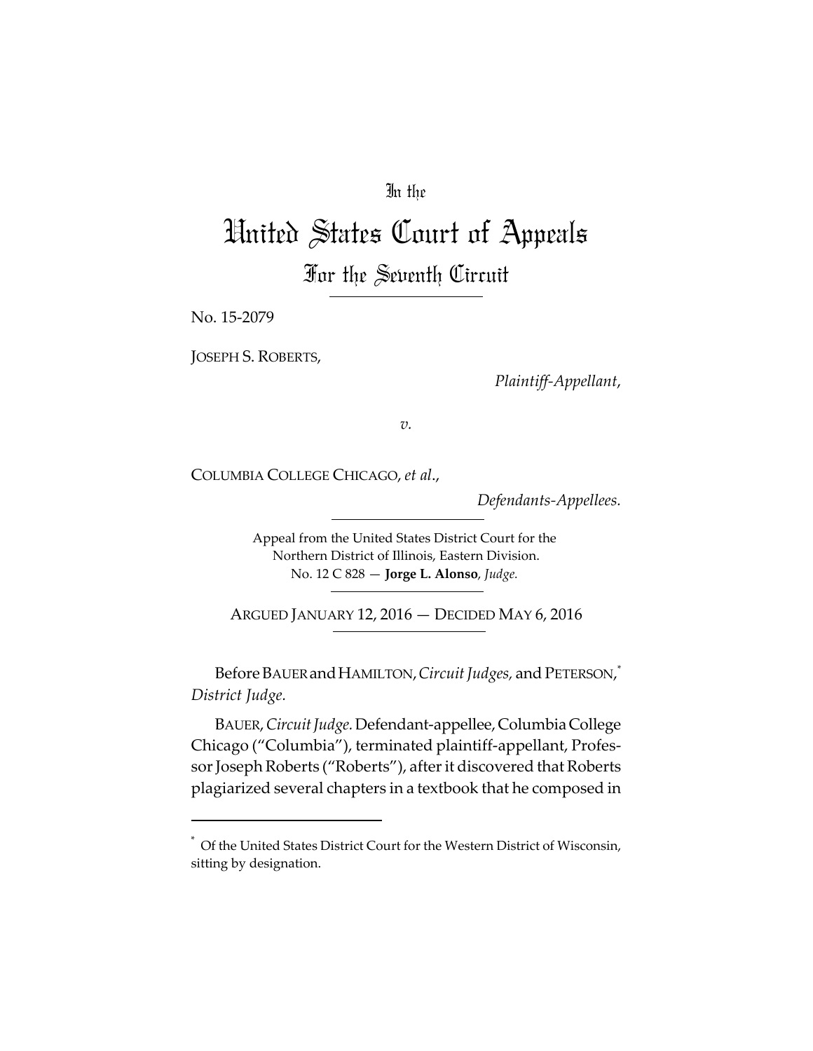In the

# United States Court of Appeals

## For the Seventh Circuit

No. 15-2079

JOSEPH S. ROBERTS,

*Plaintiff-Appellant*,

*v.*

COLUMBIA COLLEGE CHICAGO, *et al*.,

*Defendants-Appellees.*

Appeal from the United States District Court for the Northern District of Illinois, Eastern Division.
No. 12 C 828 — **Jorge L. Alonso**, *Judge.*

ARGUED JANUARY 12, 2016 — DECIDED MAY 6, 2016

Before BAUER and HAMILTON, *Circuit Judges,* and PETERSON,[*] *District Judge.*

BAUER, *Circuit Judge.* Defendant-appellee, Columbia College Chicago ("Columbia"), terminated plaintiff-appellant, Professor Joseph Roberts ("Roberts"), after it discovered that Roberts plagiarized several chapters in a textbook that he composed in

[*] Of the United States District Court for the Western District of Wisconsin, sitting by designation.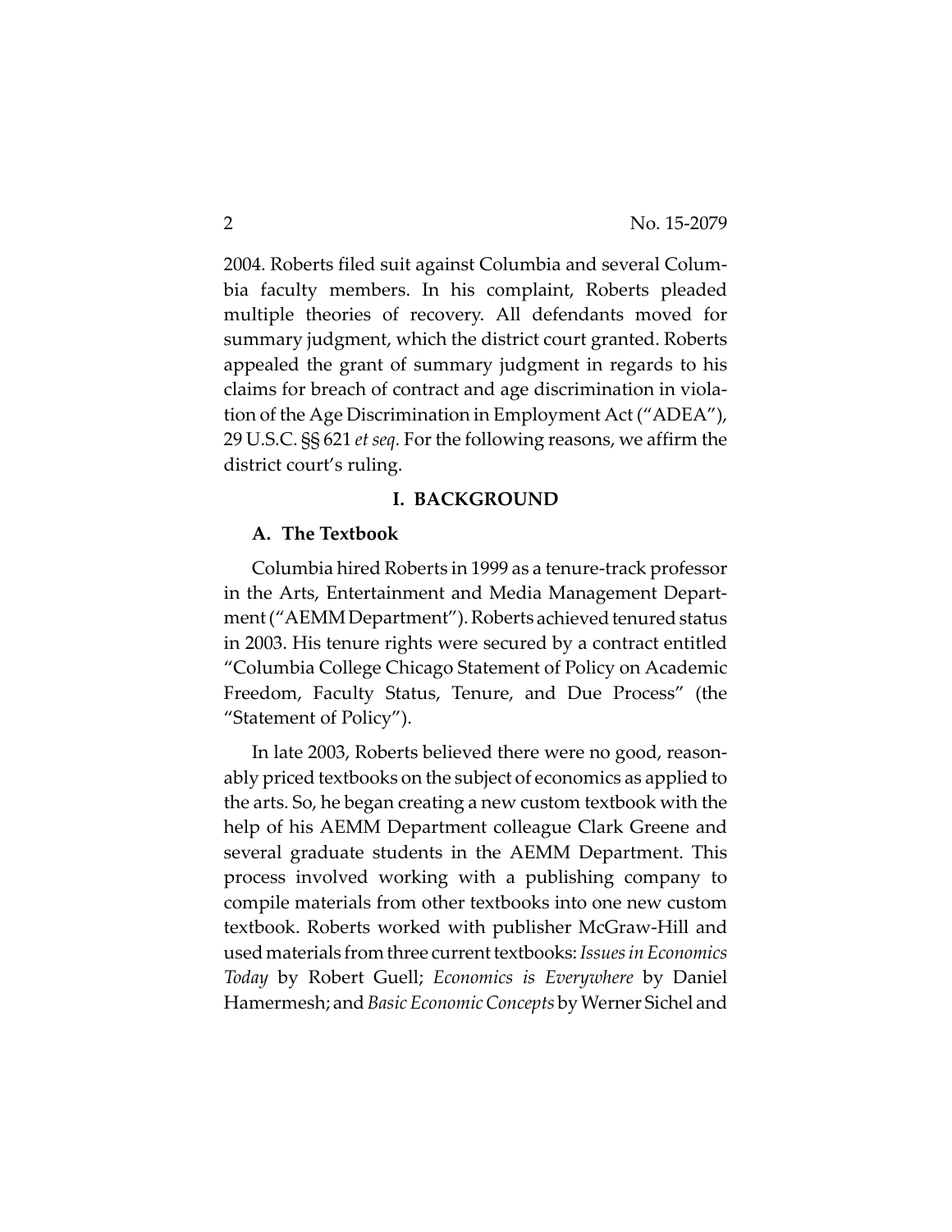2004. Roberts filed suit against Columbia and several Columbia faculty members. In his complaint, Roberts pleaded multiple theories of recovery. All defendants moved for summary judgment, which the district court granted. Roberts appealed the grant of summary judgment in regards to his claims for breach of contract and age discrimination in violation of the Age Discrimination in Employment Act ("ADEA"), 29 U.S.C. §§ 621 *et seq.* For the following reasons, we affirm the district court's ruling.

## I. BACKGROUND

### A. The Textbook

Columbia hired Roberts in 1999 as a tenure-track professor in the Arts, Entertainment and Media Management Department ("AEMM Department"). Roberts achieved tenured status in 2003. His tenure rights were secured by a contract entitled "Columbia College Chicago Statement of Policy on Academic Freedom, Faculty Status, Tenure, and Due Process" (the "Statement of Policy").

In late 2003, Roberts believed there were no good, reasonably priced textbooks on the subject of economics as applied to the arts. So, he began creating a new custom textbook with the help of his AEMM Department colleague Clark Greene and several graduate students in the AEMM Department. This process involved working with a publishing company to compile materials from other textbooks into one new custom textbook. Roberts worked with publisher McGraw-Hill and used materials from three current textbooks: *Issues in Economics Today* by Robert Guell; *Economics is Everywhere* by Daniel Hamermesh; and *Basic Economic Concepts* by Werner Sichel and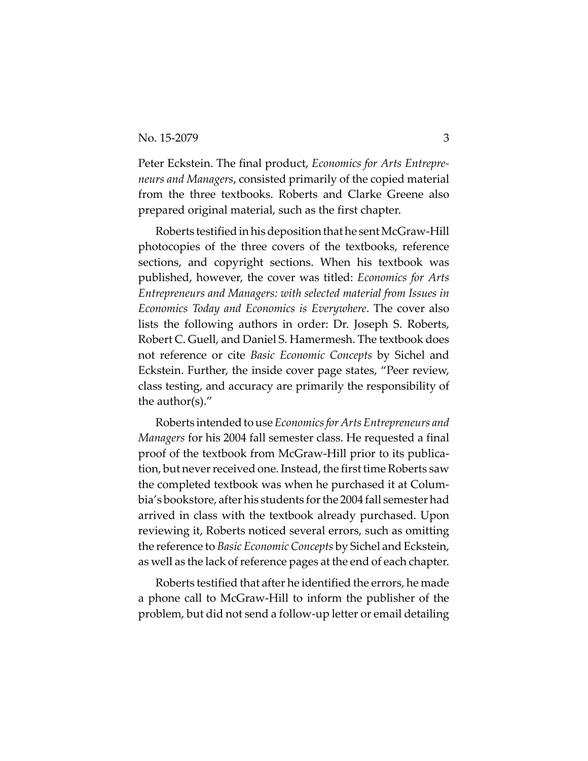Peter Eckstein. The final product, *Economics for Arts Entrepreneurs and Managers*, consisted primarily of the copied material from the three textbooks. Roberts and Clarke Greene also prepared original material, such as the first chapter.

Roberts testified in his deposition that he sent McGraw-Hill photocopies of the three covers of the textbooks, reference sections, and copyright sections. When his textbook was published, however, the cover was titled: *Economics for Arts Entrepreneurs and Managers: with selected material from Issues in Economics Today and Economics is Everywhere*. The cover also lists the following authors in order: Dr. Joseph S. Roberts, Robert C. Guell, and Daniel S. Hamermesh. The textbook does not reference or cite *Basic Economic Concepts* by Sichel and Eckstein. Further, the inside cover page states, "Peer review, class testing, and accuracy are primarily the responsibility of the author(s)."

Roberts intended to use *Economics for Arts Entrepreneurs and Managers* for his 2004 fall semester class. He requested a final proof of the textbook from McGraw-Hill prior to its publication, but never received one. Instead, the first time Roberts saw the completed textbook was when he purchased it at Columbia's bookstore, after his students for the 2004 fall semester had arrived in class with the textbook already purchased. Upon reviewing it, Roberts noticed several errors, such as omitting the reference to *Basic Economic Concepts* by Sichel and Eckstein, as well as the lack of reference pages at the end of each chapter.

Roberts testified that after he identified the errors, he made a phone call to McGraw-Hill to inform the publisher of the problem, but did not send a follow-up letter or email detailing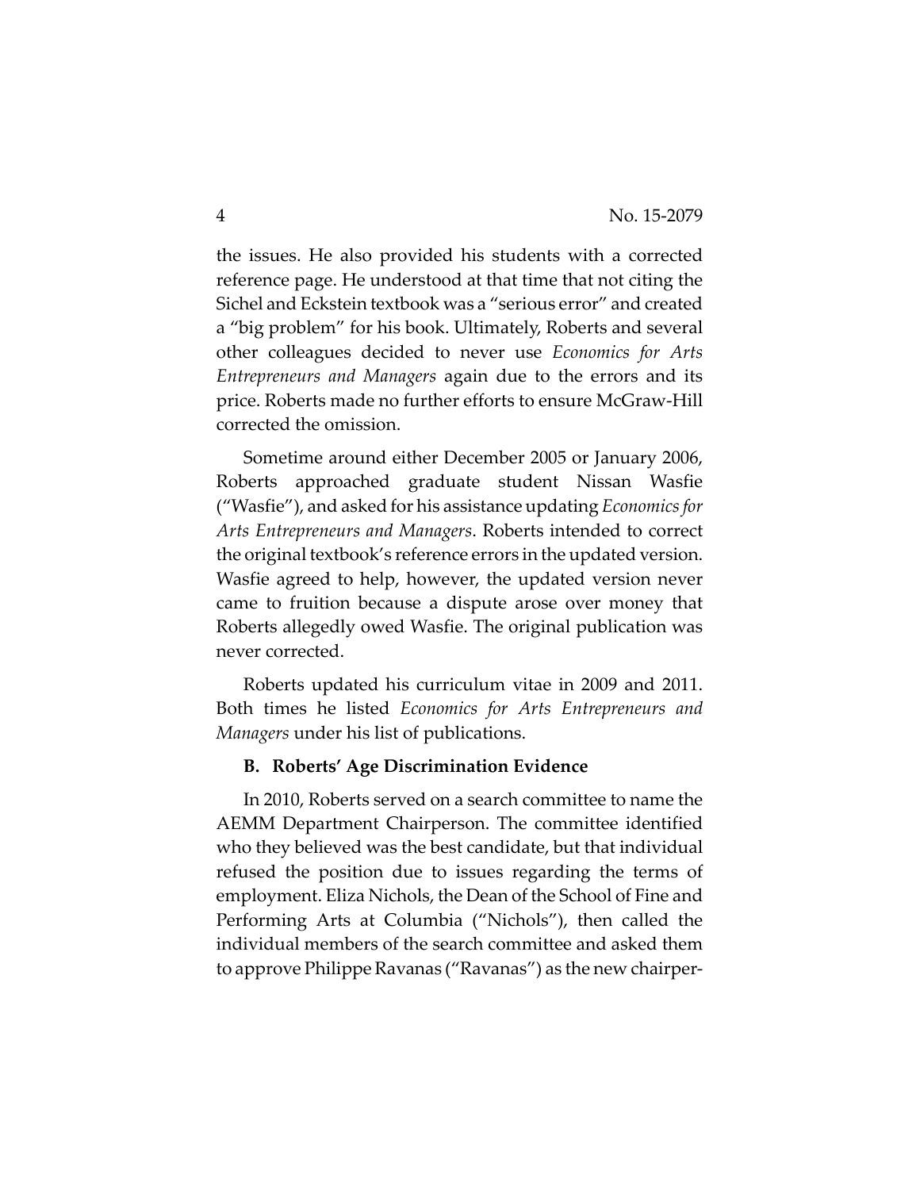the issues. He also provided his students with a corrected reference page. He understood at that time that not citing the Sichel and Eckstein textbook was a "serious error" and created a "big problem" for his book. Ultimately, Roberts and several other colleagues decided to never use *Economics for Arts Entrepreneurs and Managers* again due to the errors and its price. Roberts made no further efforts to ensure McGraw-Hill corrected the omission.

Sometime around either December 2005 or January 2006, Roberts approached graduate student Nissan Wasfie ("Wasfie"), and asked for his assistance updating *Economics for Arts Entrepreneurs and Managers*. Roberts intended to correct the original textbook's reference errors in the updated version. Wasfie agreed to help, however, the updated version never came to fruition because a dispute arose over money that Roberts allegedly owed Wasfie. The original publication was never corrected.

Roberts updated his curriculum vitae in 2009 and 2011. Both times he listed *Economics for Arts Entrepreneurs and Managers* under his list of publications.

### B. Roberts' Age Discrimination Evidence

In 2010, Roberts served on a search committee to name the AEMM Department Chairperson. The committee identified who they believed was the best candidate, but that individual refused the position due to issues regarding the terms of employment. Eliza Nichols, the Dean of the School of Fine and Performing Arts at Columbia ("Nichols"), then called the individual members of the search committee and asked them to approve Philippe Ravanas ("Ravanas") as the new chairper-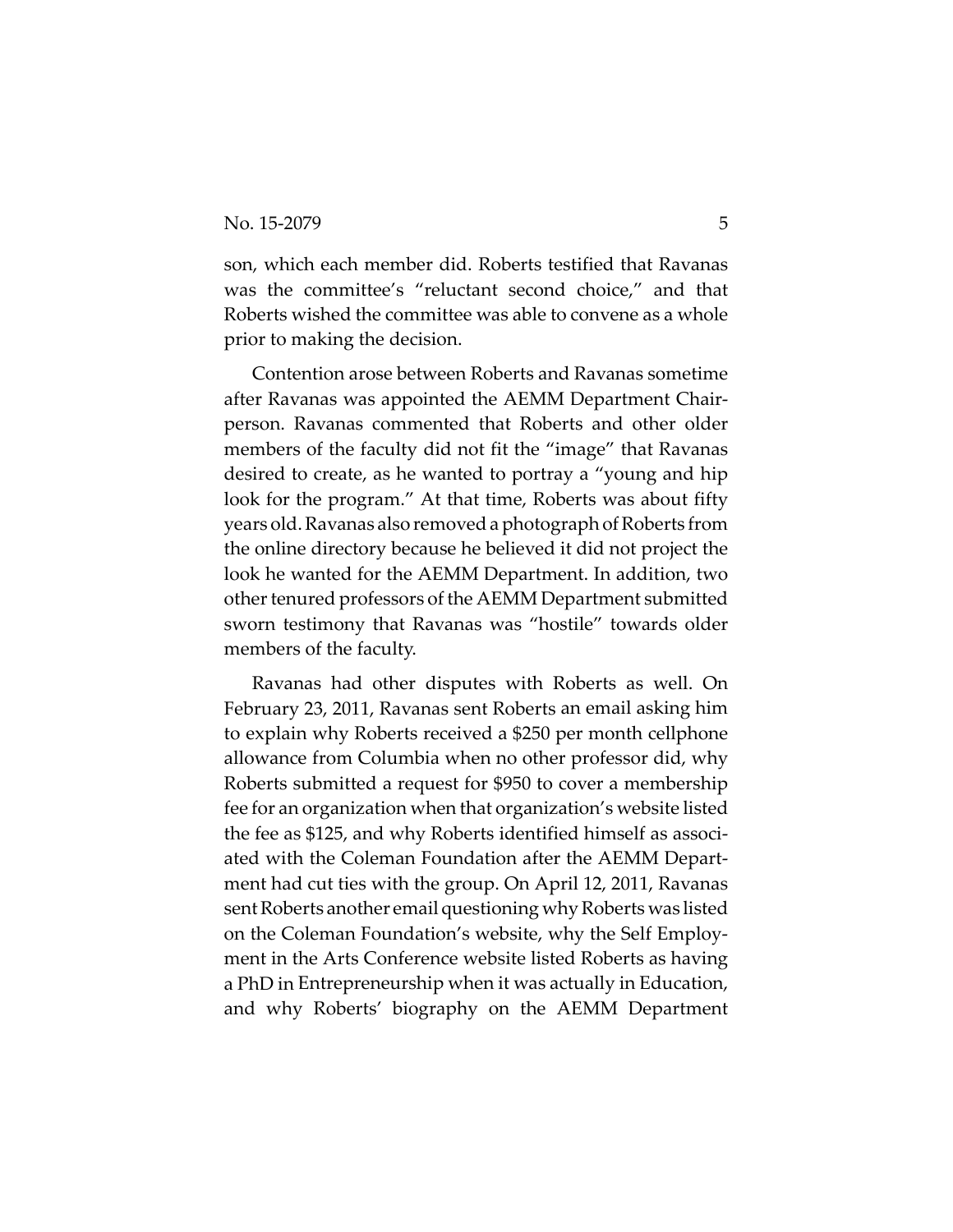son, which each member did. Roberts testified that Ravanas was the committee's "reluctant second choice," and that Roberts wished the committee was able to convene as a whole prior to making the decision.

Contention arose between Roberts and Ravanas sometime after Ravanas was appointed the AEMM Department Chairperson. Ravanas commented that Roberts and other older members of the faculty did not fit the "image" that Ravanas desired to create, as he wanted to portray a "young and hip look for the program." At that time, Roberts was about fifty years old. Ravanas also removed a photograph of Roberts from the online directory because he believed it did not project the look he wanted for the AEMM Department. In addition, two other tenured professors of the AEMM Department submitted sworn testimony that Ravanas was "hostile" towards older members of the faculty.

Ravanas had other disputes with Roberts as well. On February 23, 2011, Ravanas sent Roberts an email asking him to explain why Roberts received a $250 per month cellphone allowance from Columbia when no other professor did, why Roberts submitted a request for $950 to cover a membership fee for an organization when that organization's website listed the fee as $125, and why Roberts identified himself as associated with the Coleman Foundation after the AEMM Department had cut ties with the group. On April 12, 2011, Ravanas sent Roberts another email questioning why Roberts was listed on the Coleman Foundation's website, why the Self Employment in the Arts Conference website listed Roberts as having a PhD in Entrepreneurship when it was actually in Education, and why Roberts' biography on the AEMM Department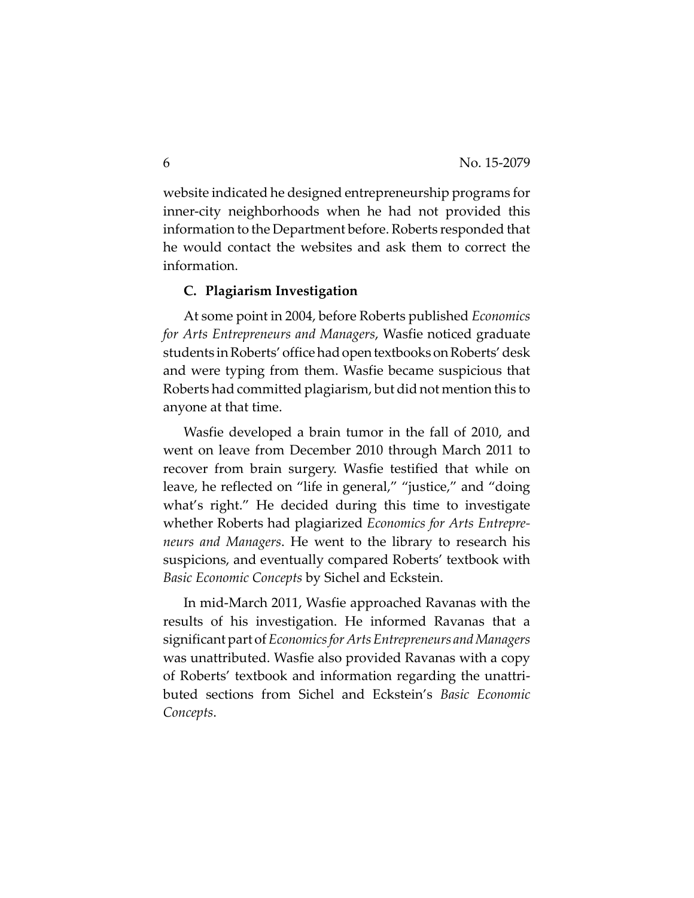website indicated he designed entrepreneurship programs for inner-city neighborhoods when he had not provided this information to the Department before. Roberts responded that he would contact the websites and ask them to correct the information.

### C. Plagiarism Investigation

At some point in 2004, before Roberts published *Economics for Arts Entrepreneurs and Managers*, Wasfie noticed graduate students in Roberts' office had open textbooks on Roberts' desk and were typing from them. Wasfie became suspicious that Roberts had committed plagiarism, but did not mention this to anyone at that time.

Wasfie developed a brain tumor in the fall of 2010, and went on leave from December 2010 through March 2011 to recover from brain surgery. Wasfie testified that while on leave, he reflected on "life in general," "justice," and "doing what's right." He decided during this time to investigate whether Roberts had plagiarized *Economics for Arts Entrepreneurs and Managers*. He went to the library to research his suspicions, and eventually compared Roberts' textbook with *Basic Economic Concepts* by Sichel and Eckstein.

In mid-March 2011, Wasfie approached Ravanas with the results of his investigation. He informed Ravanas that a significant part of *Economics for Arts Entrepreneurs and Managers* was unattributed. Wasfie also provided Ravanas with a copy of Roberts' textbook and information regarding the unattributed sections from Sichel and Eckstein's *Basic Economic Concepts*.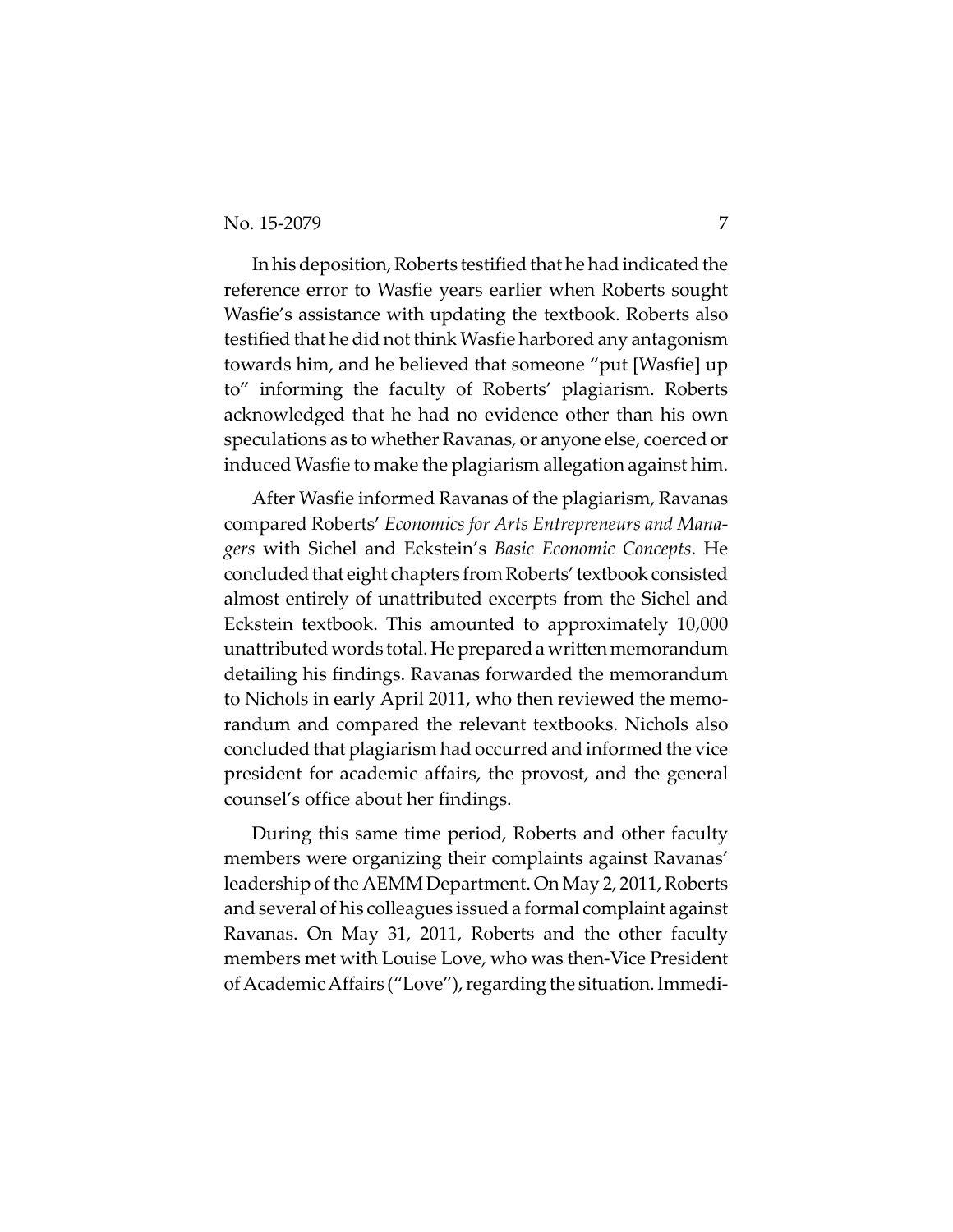In his deposition, Roberts testified that he had indicated the reference error to Wasfie years earlier when Roberts sought Wasfie's assistance with updating the textbook. Roberts also testified that he did not think Wasfie harbored any antagonism towards him, and he believed that someone "put [Wasfie] up to" informing the faculty of Roberts' plagiarism. Roberts acknowledged that he had no evidence other than his own speculations as to whether Ravanas, or anyone else, coerced or induced Wasfie to make the plagiarism allegation against him.

After Wasfie informed Ravanas of the plagiarism, Ravanas compared Roberts' *Economics for Arts Entrepreneurs and Managers* with Sichel and Eckstein's *Basic Economic Concepts*. He concluded that eight chapters from Roberts' textbook consisted almost entirely of unattributed excerpts from the Sichel and Eckstein textbook. This amounted to approximately 10,000 unattributed words total. He prepared a written memorandum detailing his findings. Ravanas forwarded the memorandum to Nichols in early April 2011, who then reviewed the memorandum and compared the relevant textbooks. Nichols also concluded that plagiarism had occurred and informed the vice president for academic affairs, the provost, and the general counsel's office about her findings.

During this same time period, Roberts and other faculty members were organizing their complaints against Ravanas' leadership of the AEMM Department. On May 2, 2011, Roberts and several of his colleagues issued a formal complaint against Ravanas. On May 31, 2011, Roberts and the other faculty members met with Louise Love, who was then-Vice President of Academic Affairs ("Love"), regarding the situation. Immedi-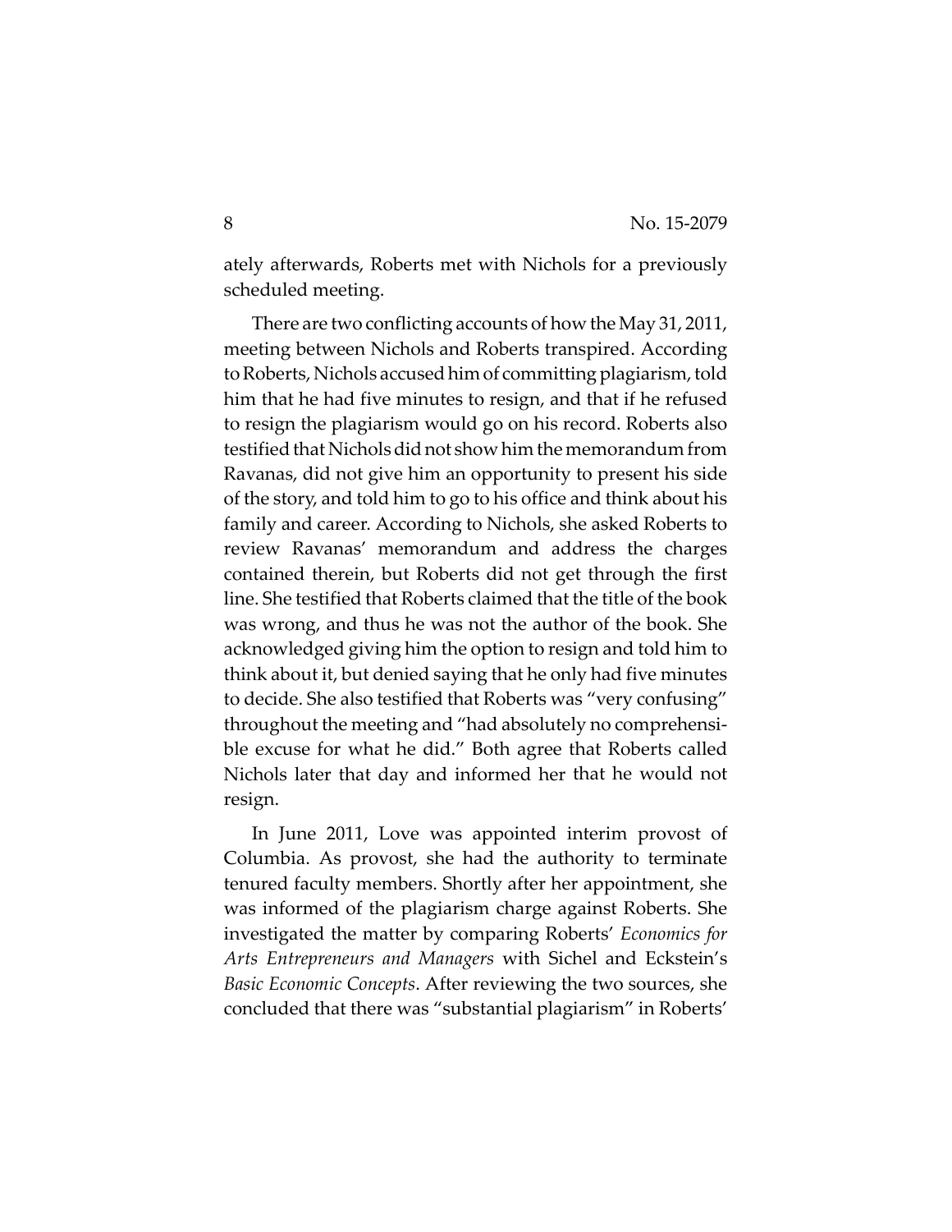ately afterwards, Roberts met with Nichols for a previously scheduled meeting.

There are two conflicting accounts of how the May 31, 2011, meeting between Nichols and Roberts transpired. According to Roberts, Nichols accused him of committing plagiarism, told him that he had five minutes to resign, and that if he refused to resign the plagiarism would go on his record. Roberts also testified that Nichols did not show him the memorandum from Ravanas, did not give him an opportunity to present his side of the story, and told him to go to his office and think about his family and career. According to Nichols, she asked Roberts to review Ravanas' memorandum and address the charges contained therein, but Roberts did not get through the first line. She testified that Roberts claimed that the title of the book was wrong, and thus he was not the author of the book. She acknowledged giving him the option to resign and told him to think about it, but denied saying that he only had five minutes to decide. She also testified that Roberts was "very confusing" throughout the meeting and "had absolutely no comprehensible excuse for what he did." Both agree that Roberts called Nichols later that day and informed her that he would not resign.

In June 2011, Love was appointed interim provost of Columbia. As provost, she had the authority to terminate tenured faculty members. Shortly after her appointment, she was informed of the plagiarism charge against Roberts. She investigated the matter by comparing Roberts' *Economics for Arts Entrepreneurs and Managers* with Sichel and Eckstein's *Basic Economic Concepts*. After reviewing the two sources, she concluded that there was "substantial plagiarism" in Roberts'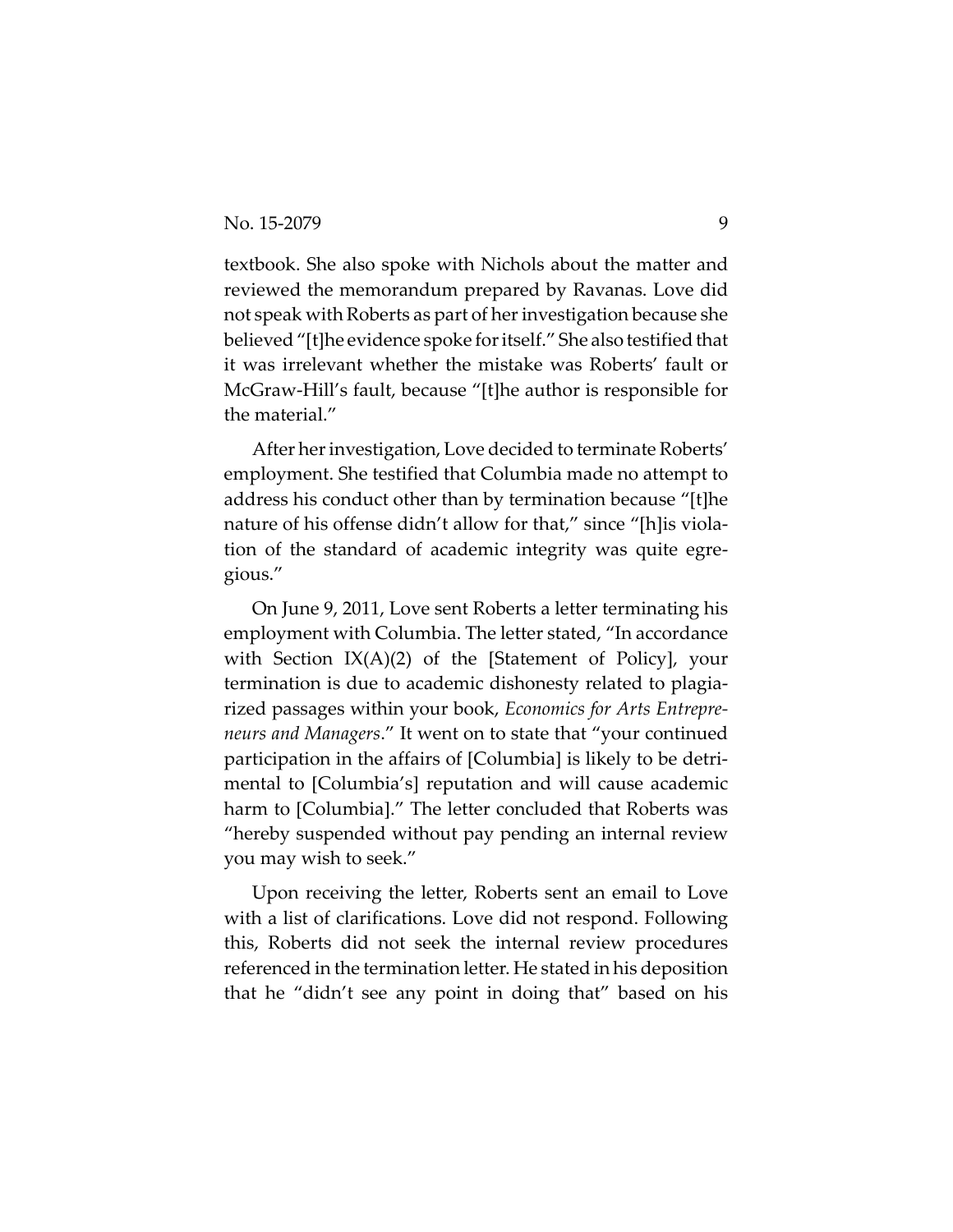textbook. She also spoke with Nichols about the matter and reviewed the memorandum prepared by Ravanas. Love did not speak with Roberts as part of her investigation because she believed "[t]he evidence spoke for itself." She also testified that it was irrelevant whether the mistake was Roberts' fault or McGraw-Hill's fault, because "[t]he author is responsible for the material."

After her investigation, Love decided to terminate Roberts' employment. She testified that Columbia made no attempt to address his conduct other than by termination because "[t]he nature of his offense didn't allow for that," since "[h]is violation of the standard of academic integrity was quite egregious."

On June 9, 2011, Love sent Roberts a letter terminating his employment with Columbia. The letter stated, "In accordance with Section IX(A)(2) of the [Statement of Policy], your termination is due to academic dishonesty related to plagiarized passages within your book, *Economics for Arts Entrepreneurs and Managers*." It went on to state that "your continued participation in the affairs of [Columbia] is likely to be detrimental to [Columbia's] reputation and will cause academic harm to [Columbia]." The letter concluded that Roberts was "hereby suspended without pay pending an internal review you may wish to seek."

Upon receiving the letter, Roberts sent an email to Love with a list of clarifications. Love did not respond. Following this, Roberts did not seek the internal review procedures referenced in the termination letter. He stated in his deposition that he "didn't see any point in doing that" based on his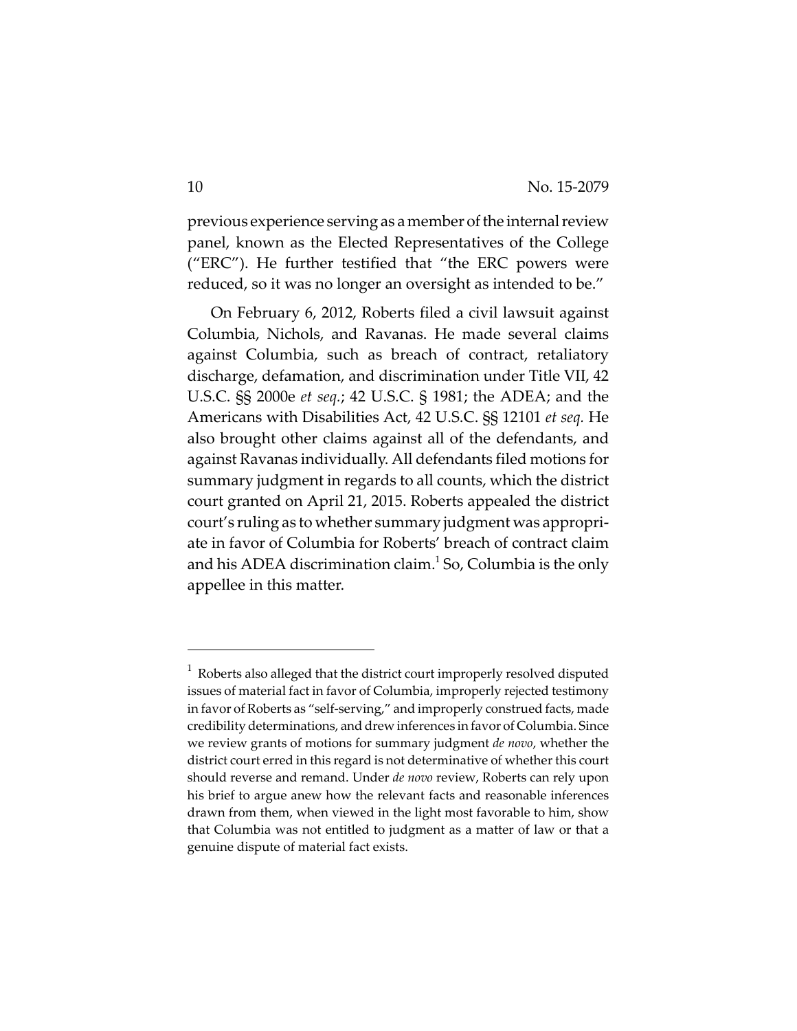previous experience serving as a member of the internal review panel, known as the Elected Representatives of the College ("ERC"). He further testified that "the ERC powers were reduced, so it was no longer an oversight as intended to be."

On February 6, 2012, Roberts filed a civil lawsuit against Columbia, Nichols, and Ravanas. He made several claims against Columbia, such as breach of contract, retaliatory discharge, defamation, and discrimination under Title VII, 42 U.S.C. §§ 2000e *et seq.*; 42 U.S.C. § 1981; the ADEA; and the Americans with Disabilities Act, 42 U.S.C. §§ 12101 *et seq.* He also brought other claims against all of the defendants, and against Ravanas individually. All defendants filed motions for summary judgment in regards to all counts, which the district court granted on April 21, 2015. Roberts appealed the district court's ruling as to whether summary judgment was appropriate in favor of Columbia for Roberts' breach of contract claim and his ADEA discrimination claim.[1] So, Columbia is the only appellee in this matter.

---

[1] Roberts also alleged that the district court improperly resolved disputed issues of material fact in favor of Columbia, improperly rejected testimony in favor of Roberts as "self-serving," and improperly construed facts, made credibility determinations, and drew inferences in favor of Columbia. Since we review grants of motions for summary judgment *de novo*, whether the district court erred in this regard is not determinative of whether this court should reverse and remand. Under *de novo* review, Roberts can rely upon his brief to argue anew how the relevant facts and reasonable inferences drawn from them, when viewed in the light most favorable to him, show that Columbia was not entitled to judgment as a matter of law or that a genuine dispute of material fact exists.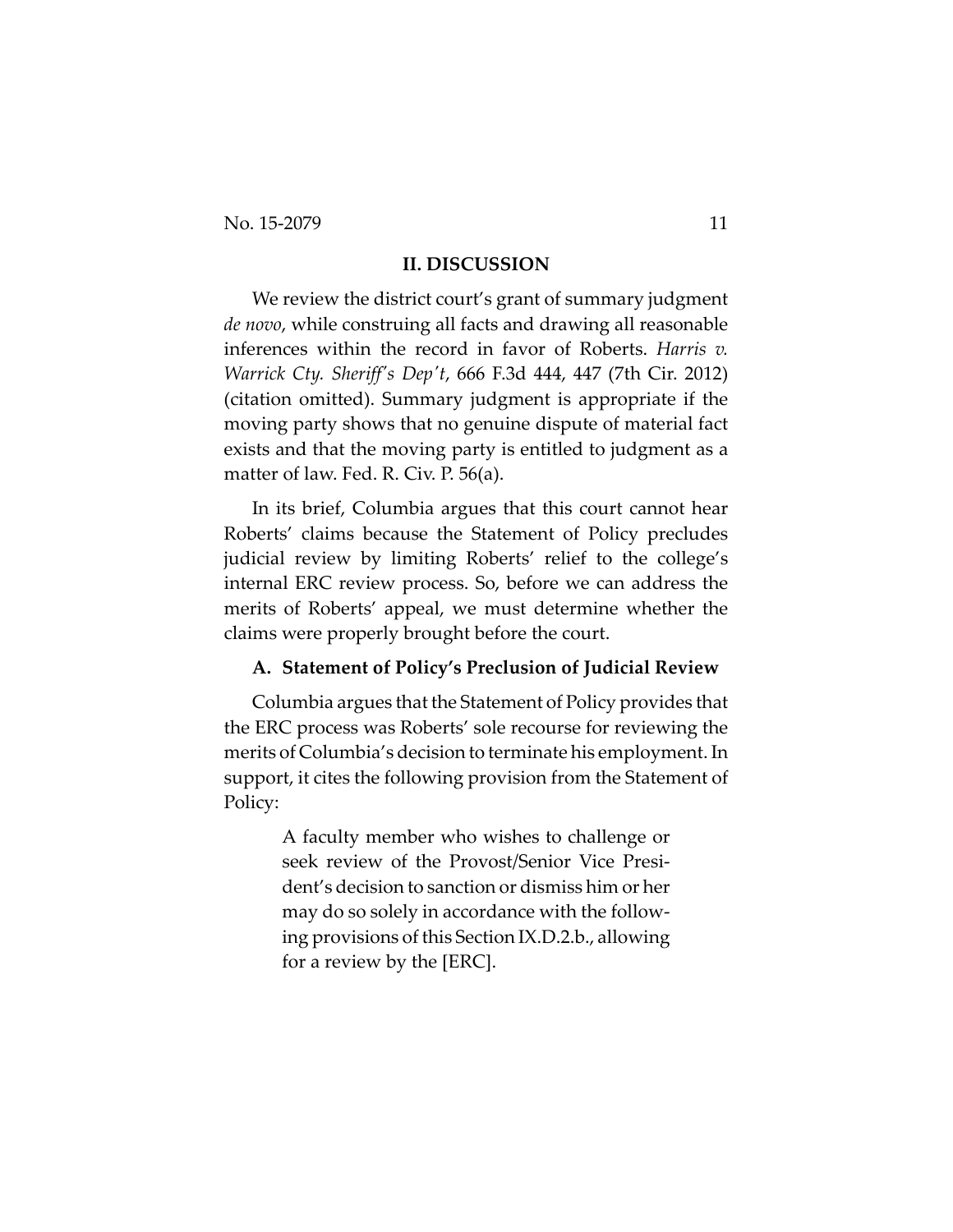## II. DISCUSSION

We review the district court's grant of summary judgment *de novo*, while construing all facts and drawing all reasonable inferences within the record in favor of Roberts. *Harris v. Warrick Cty. Sheriff's Dep't*, 666 F.3d 444, 447 (7th Cir. 2012) (citation omitted). Summary judgment is appropriate if the moving party shows that no genuine dispute of material fact exists and that the moving party is entitled to judgment as a matter of law. Fed. R. Civ. P. 56(a).

In its brief, Columbia argues that this court cannot hear Roberts' claims because the Statement of Policy precludes judicial review by limiting Roberts' relief to the college's internal ERC review process. So, before we can address the merits of Roberts' appeal, we must determine whether the claims were properly brought before the court.

### A. Statement of Policy's Preclusion of Judicial Review

Columbia argues that the Statement of Policy provides that the ERC process was Roberts' sole recourse for reviewing the merits of Columbia's decision to terminate his employment. In support, it cites the following provision from the Statement of Policy:

> A faculty member who wishes to challenge or seek review of the Provost/Senior Vice President's decision to sanction or dismiss him or her may do so solely in accordance with the following provisions of this Section IX.D.2.b., allowing for a review by the [ERC].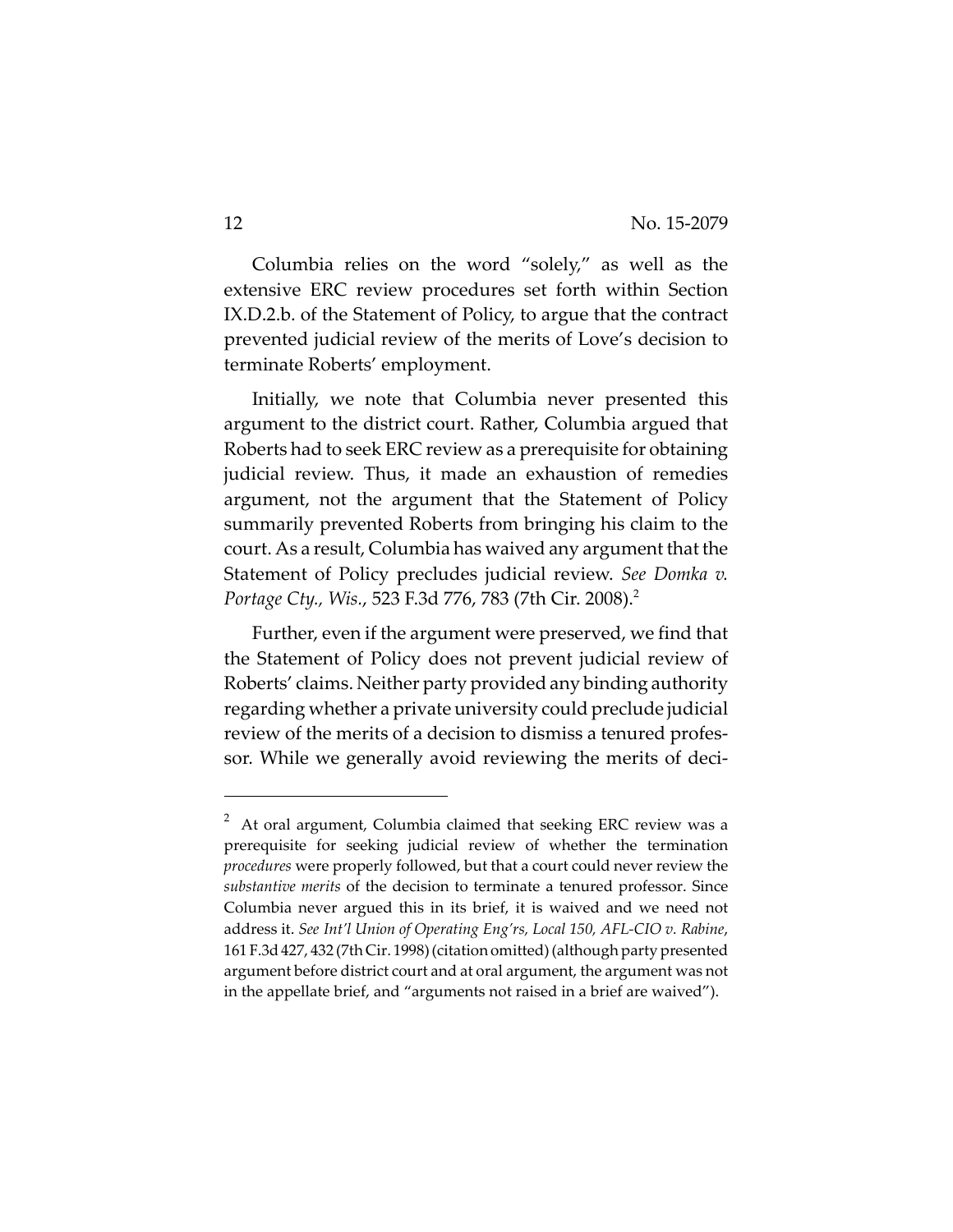Columbia relies on the word "solely," as well as the extensive ERC review procedures set forth within Section IX.D.2.b. of the Statement of Policy, to argue that the contract prevented judicial review of the merits of Love's decision to terminate Roberts' employment.

Initially, we note that Columbia never presented this argument to the district court. Rather, Columbia argued that Roberts had to seek ERC review as a prerequisite for obtaining judicial review. Thus, it made an exhaustion of remedies argument, not the argument that the Statement of Policy summarily prevented Roberts from bringing his claim to the court. As a result, Columbia has waived any argument that the Statement of Policy precludes judicial review. *See Domka v. Portage Cty., Wis.*, 523 F.3d 776, 783 (7th Cir. 2008).[2]

Further, even if the argument were preserved, we find that the Statement of Policy does not prevent judicial review of Roberts' claims. Neither party provided any binding authority regarding whether a private university could preclude judicial review of the merits of a decision to dismiss a tenured professor. While we generally avoid reviewing the merits of deci-

---

[2] At oral argument, Columbia claimed that seeking ERC review was a prerequisite for seeking judicial review of whether the termination *procedures* were properly followed, but that a court could never review the *substantive merits* of the decision to terminate a tenured professor. Since Columbia never argued this in its brief, it is waived and we need not address it. *See Int'l Union of Operating Eng'rs, Local 150, AFL-CIO v. Rabine*, 161 F.3d 427, 432 (7th Cir. 1998) (citation omitted) (although party presented argument before district court and at oral argument, the argument was not in the appellate brief, and "arguments not raised in a brief are waived").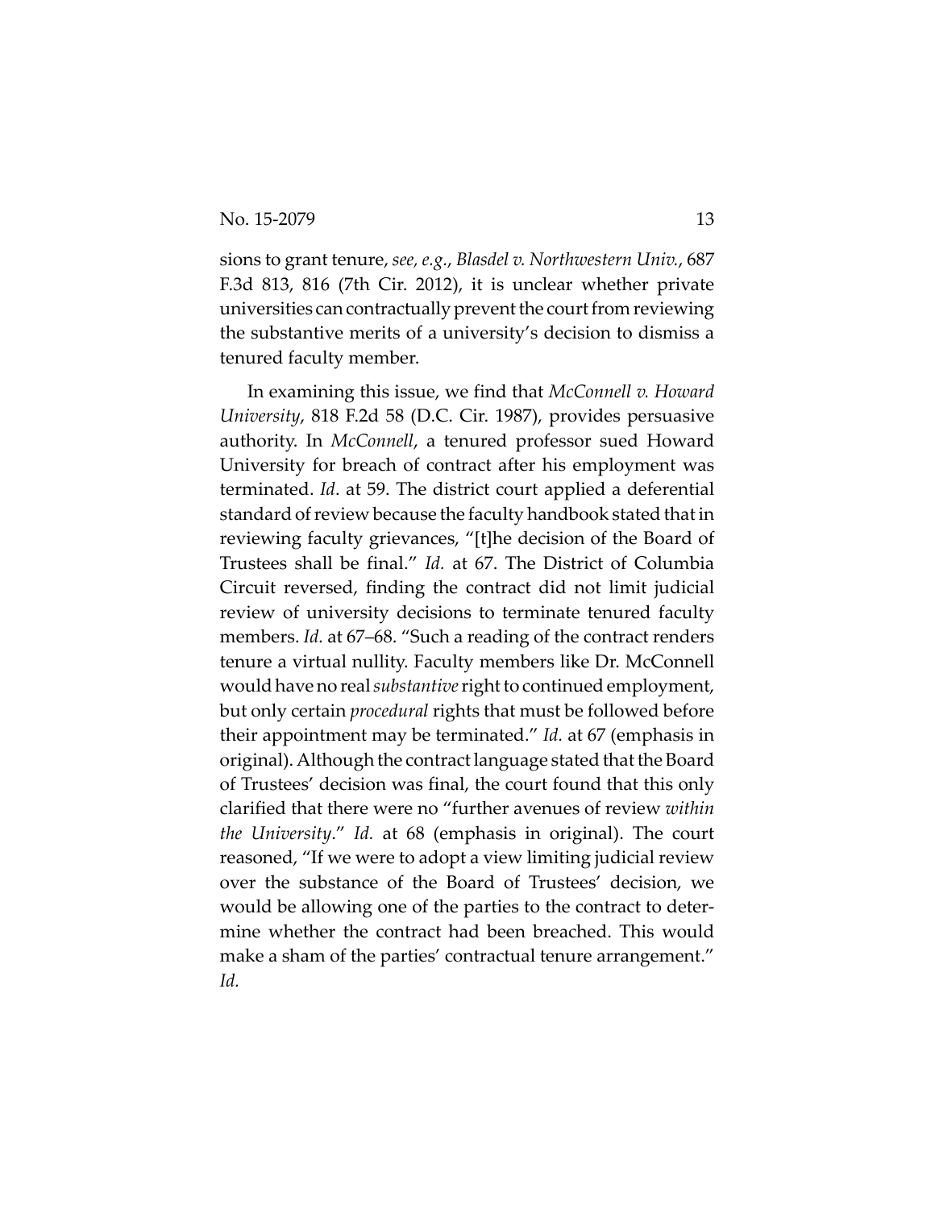sions to grant tenure, *see, e.g.*, *Blasdel v. Northwestern Univ.*, 687 F.3d 813, 816 (7th Cir. 2012), it is unclear whether private universities can contractually prevent the court from reviewing the substantive merits of a university's decision to dismiss a tenured faculty member.

In examining this issue, we find that *McConnell v. Howard University*, 818 F.2d 58 (D.C. Cir. 1987), provides persuasive authority. In *McConnell*, a tenured professor sued Howard University for breach of contract after his employment was terminated. *Id*. at 59. The district court applied a deferential standard of review because the faculty handbook stated that in reviewing faculty grievances, "[t]he decision of the Board of Trustees shall be final." *Id.* at 67. The District of Columbia Circuit reversed, finding the contract did not limit judicial review of university decisions to terminate tenured faculty members. *Id.* at 67–68. "Such a reading of the contract renders tenure a virtual nullity. Faculty members like Dr. McConnell would have no real *substantive* right to continued employment, but only certain *procedural* rights that must be followed before their appointment may be terminated." *Id.* at 67 (emphasis in original). Although the contract language stated that the Board of Trustees' decision was final, the court found that this only clarified that there were no "further avenues of review *within the University*." *Id.* at 68 (emphasis in original). The court reasoned, "If we were to adopt a view limiting judicial review over the substance of the Board of Trustees' decision, we would be allowing one of the parties to the contract to determine whether the contract had been breached. This would make a sham of the parties' contractual tenure arrangement." *Id.*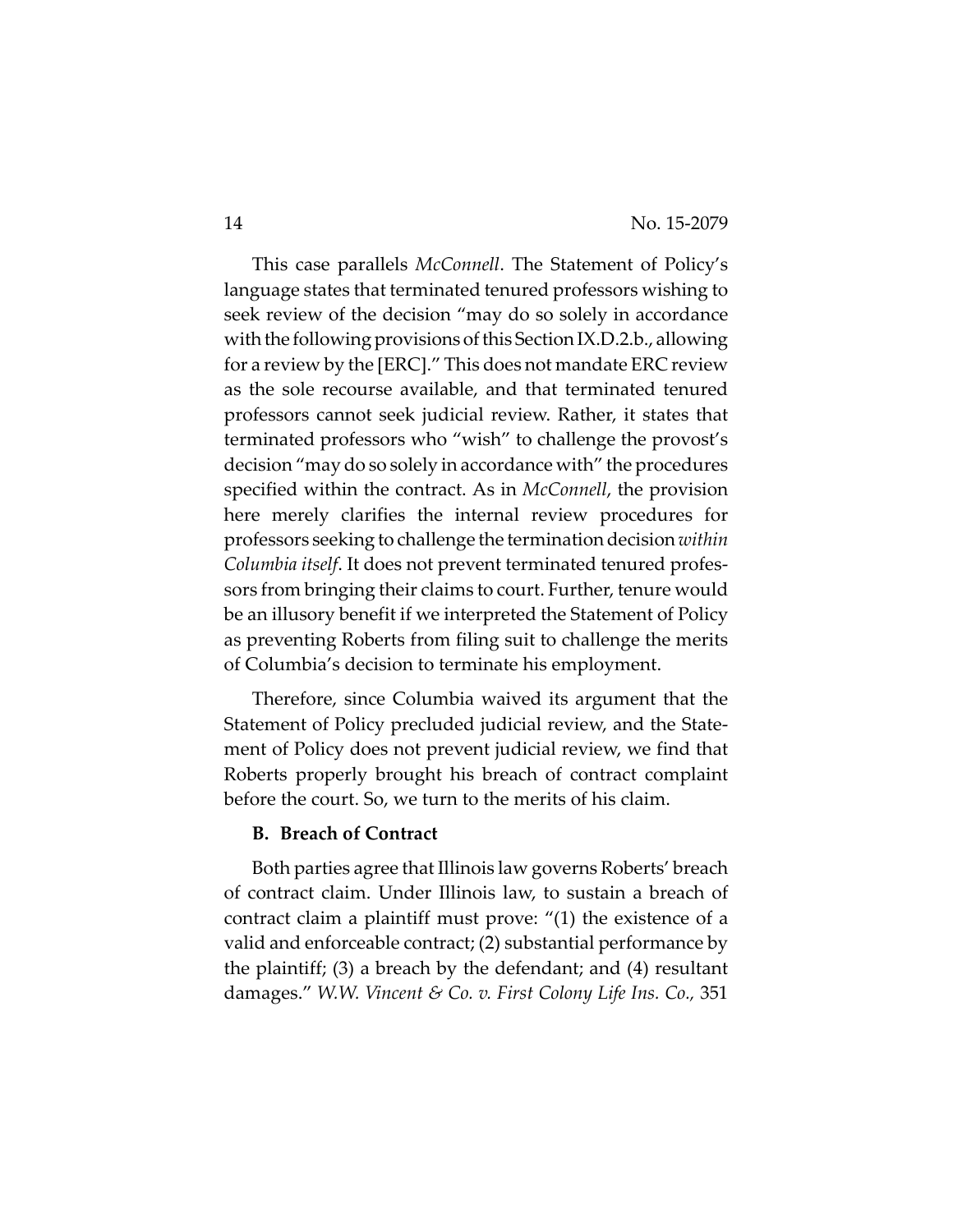This case parallels *McConnell*. The Statement of Policy's language states that terminated tenured professors wishing to seek review of the decision "may do so solely in accordance with the following provisions of this Section IX.D.2.b., allowing for a review by the [ERC]." This does not mandate ERC review as the sole recourse available, and that terminated tenured professors cannot seek judicial review. Rather, it states that terminated professors who "wish" to challenge the provost's decision "may do so solely in accordance with" the procedures specified within the contract. As in *McConnell*, the provision here merely clarifies the internal review procedures for professors seeking to challenge the termination decision *within Columbia itself*. It does not prevent terminated tenured professors from bringing their claims to court. Further, tenure would be an illusory benefit if we interpreted the Statement of Policy as preventing Roberts from filing suit to challenge the merits of Columbia's decision to terminate his employment.

Therefore, since Columbia waived its argument that the Statement of Policy precluded judicial review, and the Statement of Policy does not prevent judicial review, we find that Roberts properly brought his breach of contract complaint before the court. So, we turn to the merits of his claim.

**B. Breach of Contract**

Both parties agree that Illinois law governs Roberts' breach of contract claim. Under Illinois law, to sustain a breach of contract claim a plaintiff must prove: "(1) the existence of a valid and enforceable contract; (2) substantial performance by the plaintiff; (3) a breach by the defendant; and (4) resultant damages." *W.W. Vincent & Co. v. First Colony Life Ins. Co.,* 351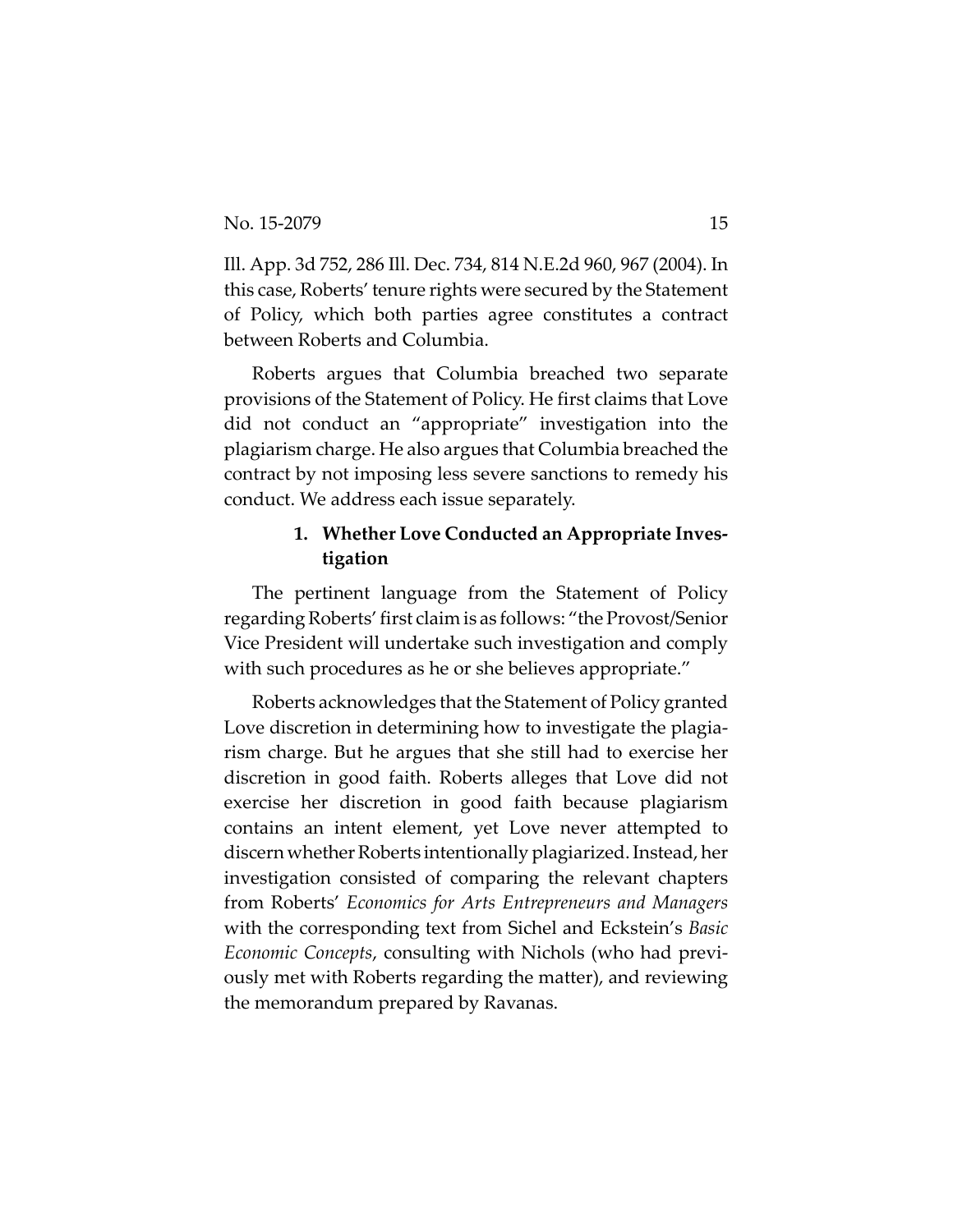Ill. App. 3d 752, 286 Ill. Dec. 734, 814 N.E.2d 960, 967 (2004). In this case, Roberts' tenure rights were secured by the Statement of Policy, which both parties agree constitutes a contract between Roberts and Columbia.

Roberts argues that Columbia breached two separate provisions of the Statement of Policy. He first claims that Love did not conduct an "appropriate" investigation into the plagiarism charge. He also argues that Columbia breached the contract by not imposing less severe sanctions to remedy his conduct. We address each issue separately.

**1. Whether Love Conducted an Appropriate Investigation**

The pertinent language from the Statement of Policy regarding Roberts' first claim is as follows: "the Provost/Senior Vice President will undertake such investigation and comply with such procedures as he or she believes appropriate."

Roberts acknowledges that the Statement of Policy granted Love discretion in determining how to investigate the plagiarism charge. But he argues that she still had to exercise her discretion in good faith. Roberts alleges that Love did not exercise her discretion in good faith because plagiarism contains an intent element, yet Love never attempted to discern whether Roberts intentionally plagiarized. Instead, her investigation consisted of comparing the relevant chapters from Roberts' *Economics for Arts Entrepreneurs and Managers* with the corresponding text from Sichel and Eckstein's *Basic Economic Concepts*, consulting with Nichols (who had previously met with Roberts regarding the matter), and reviewing the memorandum prepared by Ravanas.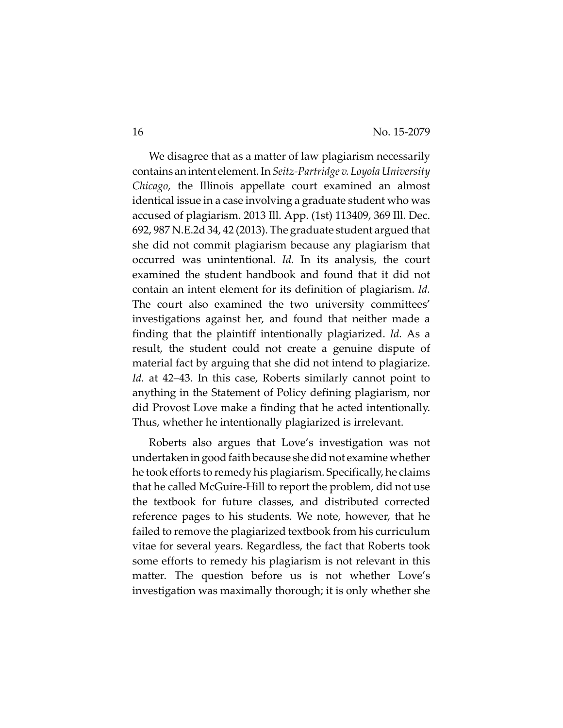We disagree that as a matter of law plagiarism necessarily contains an intent element. In *Seitz-Partridge v. Loyola University Chicago*, the Illinois appellate court examined an almost identical issue in a case involving a graduate student who was accused of plagiarism. 2013 Ill. App. (1st) 113409, 369 Ill. Dec. 692, 987 N.E.2d 34, 42 (2013). The graduate student argued that she did not commit plagiarism because any plagiarism that occurred was unintentional. *Id.* In its analysis, the court examined the student handbook and found that it did not contain an intent element for its definition of plagiarism. *Id.* The court also examined the two university committees' investigations against her, and found that neither made a finding that the plaintiff intentionally plagiarized. *Id.* As a result, the student could not create a genuine dispute of material fact by arguing that she did not intend to plagiarize. *Id.* at 42–43. In this case, Roberts similarly cannot point to anything in the Statement of Policy defining plagiarism, nor did Provost Love make a finding that he acted intentionally. Thus, whether he intentionally plagiarized is irrelevant.

Roberts also argues that Love's investigation was not undertaken in good faith because she did not examine whether he took efforts to remedy his plagiarism. Specifically, he claims that he called McGuire-Hill to report the problem, did not use the textbook for future classes, and distributed corrected reference pages to his students. We note, however, that he failed to remove the plagiarized textbook from his curriculum vitae for several years. Regardless, the fact that Roberts took some efforts to remedy his plagiarism is not relevant in this matter. The question before us is not whether Love's investigation was maximally thorough; it is only whether she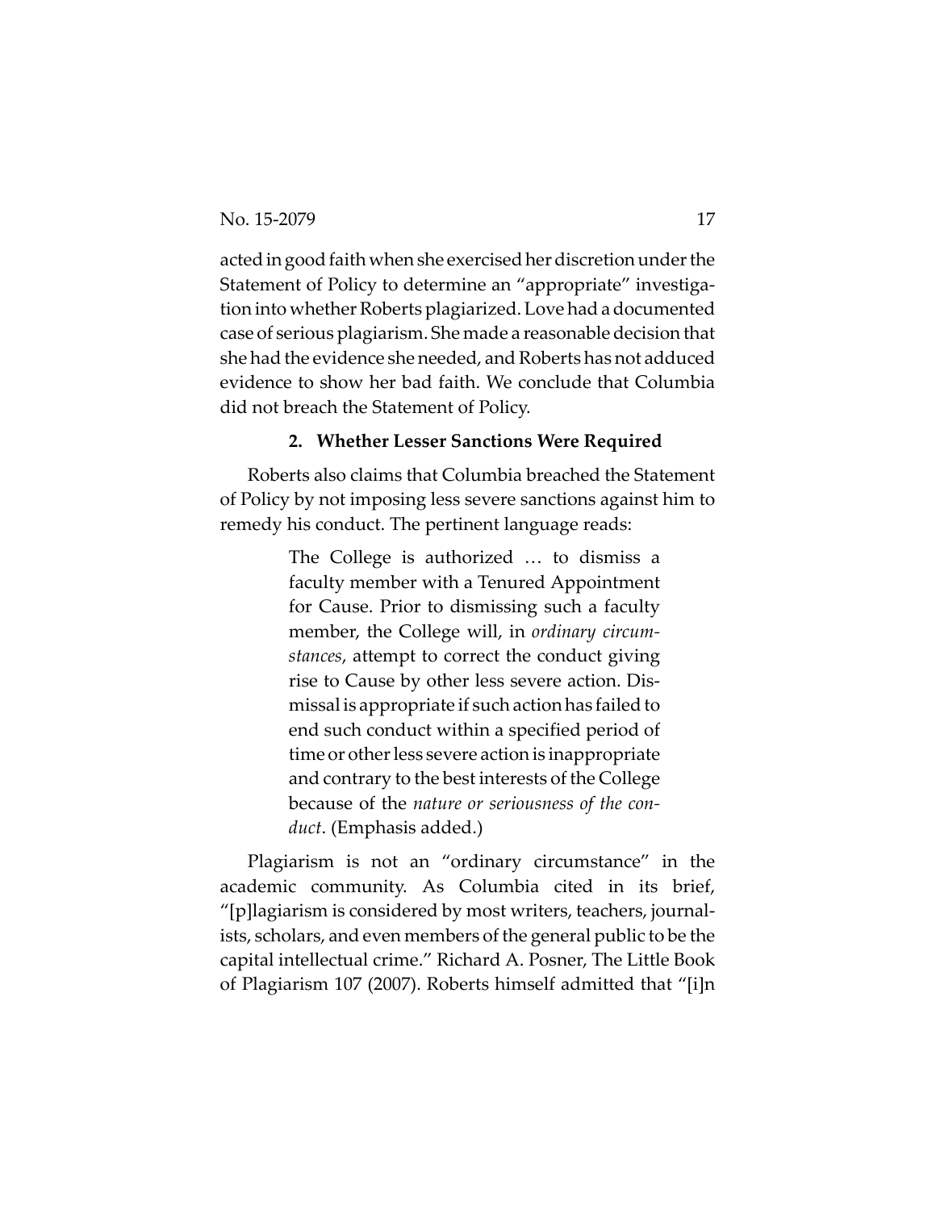acted in good faith when she exercised her discretion under the Statement of Policy to determine an "appropriate" investigation into whether Roberts plagiarized. Love had a documented case of serious plagiarism. She made a reasonable decision that she had the evidence she needed, and Roberts has not adduced evidence to show her bad faith. We conclude that Columbia did not breach the Statement of Policy.

### 2. Whether Lesser Sanctions Were Required

Roberts also claims that Columbia breached the Statement of Policy by not imposing less severe sanctions against him to remedy his conduct. The pertinent language reads:

> The College is authorized … to dismiss a faculty member with a Tenured Appointment for Cause. Prior to dismissing such a faculty member, the College will, in *ordinary circumstances*, attempt to correct the conduct giving rise to Cause by other less severe action. Dismissal is appropriate if such action has failed to end such conduct within a specified period of time or other less severe action is inappropriate and contrary to the best interests of the College because of the *nature or seriousness of the conduct*. (Emphasis added.)

Plagiarism is not an "ordinary circumstance" in the academic community. As Columbia cited in its brief, "[p]lagiarism is considered by most writers, teachers, journalists, scholars, and even members of the general public to be the capital intellectual crime." Richard A. Posner, The Little Book of Plagiarism 107 (2007). Roberts himself admitted that "[i]n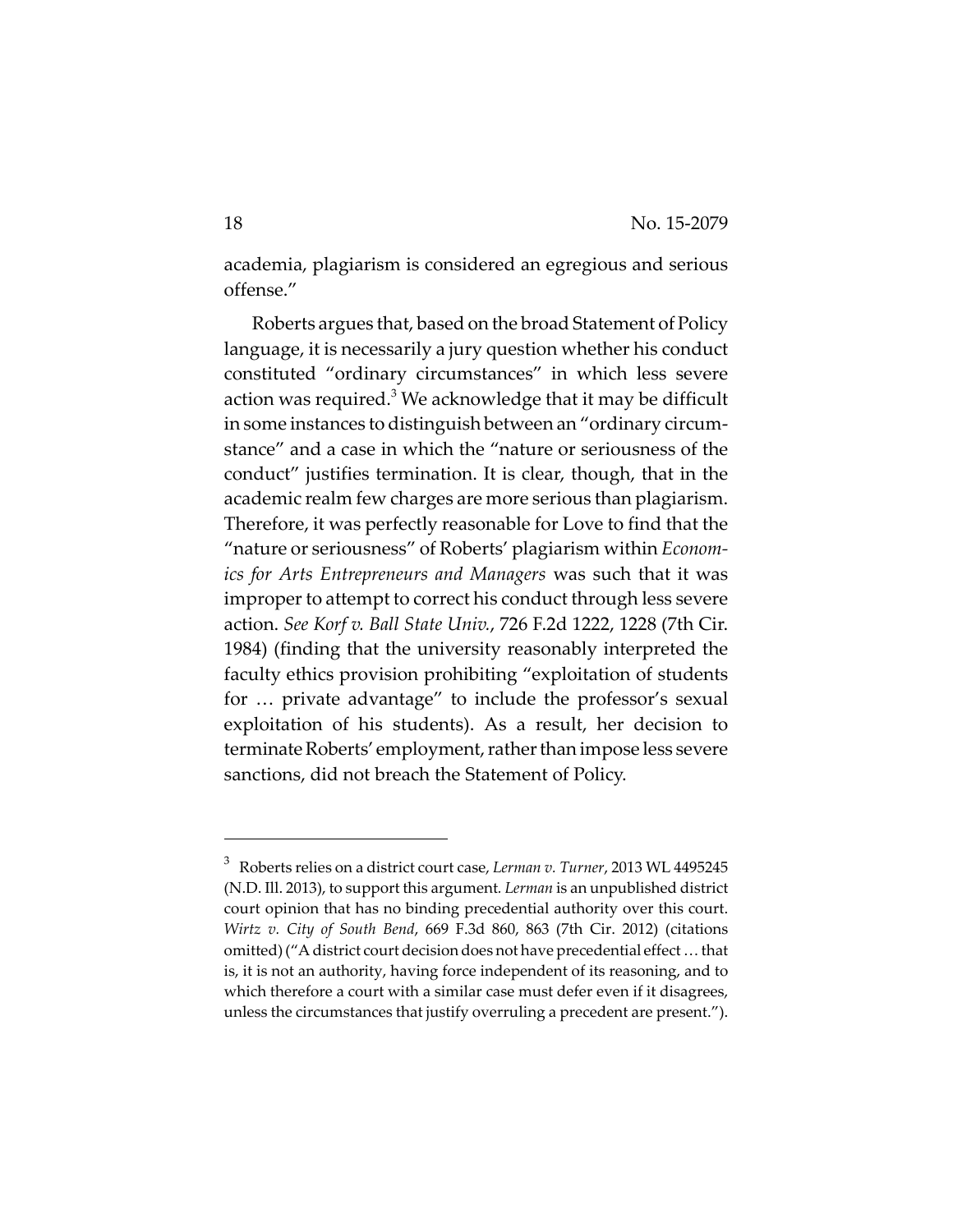academia, plagiarism is considered an egregious and serious offense."

Roberts argues that, based on the broad Statement of Policy language, it is necessarily a jury question whether his conduct constituted "ordinary circumstances" in which less severe action was required.[3] We acknowledge that it may be difficult in some instances to distinguish between an "ordinary circumstance" and a case in which the "nature or seriousness of the conduct" justifies termination. It is clear, though, that in the academic realm few charges are more serious than plagiarism. Therefore, it was perfectly reasonable for Love to find that the "nature or seriousness" of Roberts' plagiarism within *Economics for Arts Entrepreneurs and Managers* was such that it was improper to attempt to correct his conduct through less severe action. *See Korf v. Ball State Univ.*, 726 F.2d 1222, 1228 (7th Cir. 1984) (finding that the university reasonably interpreted the faculty ethics provision prohibiting "exploitation of students for … private advantage" to include the professor's sexual exploitation of his students). As a result, her decision to terminate Roberts' employment, rather than impose less severe sanctions, did not breach the Statement of Policy.

---

[3] Roberts relies on a district court case, *Lerman v. Turner*, 2013 WL 4495245 (N.D. Ill. 2013), to support this argument. *Lerman* is an unpublished district court opinion that has no binding precedential authority over this court. *Wirtz v. City of South Bend*, 669 F.3d 860, 863 (7th Cir. 2012) (citations omitted) ("A district court decision does not have precedential effect … that is, it is not an authority, having force independent of its reasoning, and to which therefore a court with a similar case must defer even if it disagrees, unless the circumstances that justify overruling a precedent are present.").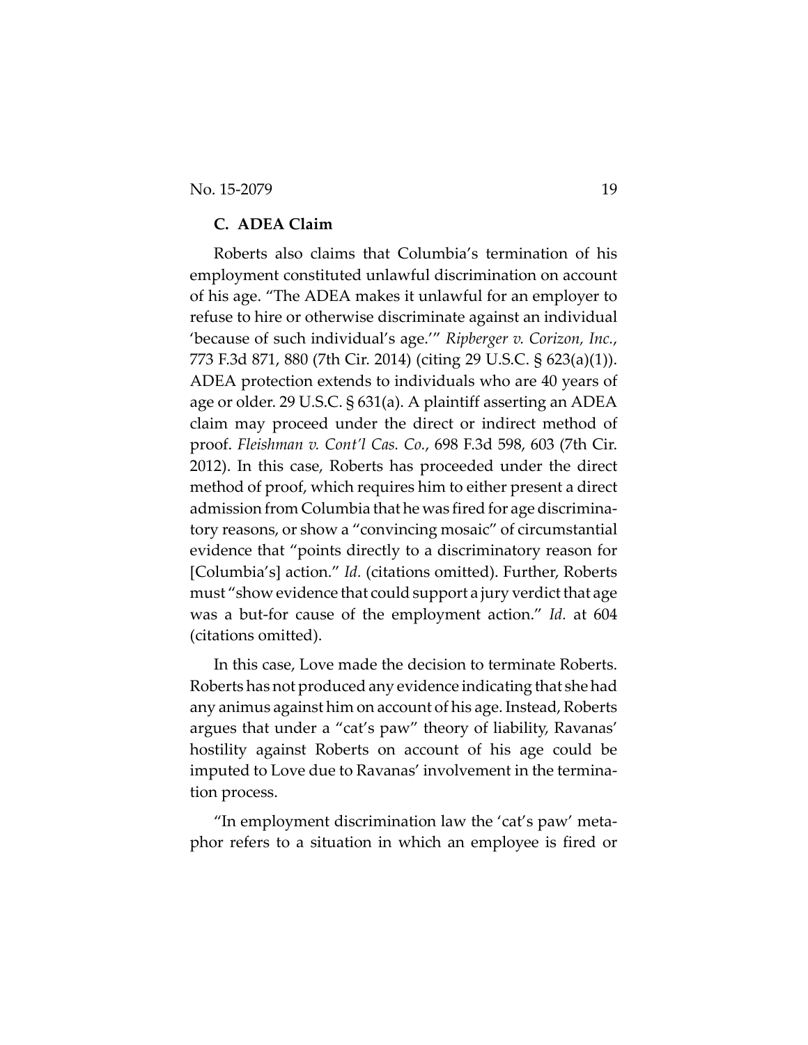### C. ADEA Claim

Roberts also claims that Columbia's termination of his employment constituted unlawful discrimination on account of his age. "The ADEA makes it unlawful for an employer to refuse to hire or otherwise discriminate against an individual 'because of such individual's age.'" *Ripberger v. Corizon, Inc.*, 773 F.3d 871, 880 (7th Cir. 2014) (citing 29 U.S.C. § 623(a)(1)). ADEA protection extends to individuals who are 40 years of age or older. 29 U.S.C. § 631(a). A plaintiff asserting an ADEA claim may proceed under the direct or indirect method of proof. *Fleishman v. Cont'l Cas. Co.*, 698 F.3d 598, 603 (7th Cir. 2012). In this case, Roberts has proceeded under the direct method of proof, which requires him to either present a direct admission from Columbia that he was fired for age discriminatory reasons, or show a "convincing mosaic" of circumstantial evidence that "points directly to a discriminatory reason for [Columbia's] action." *Id.* (citations omitted). Further, Roberts must "show evidence that could support a jury verdict that age was a but-for cause of the employment action." *Id.* at 604 (citations omitted).

In this case, Love made the decision to terminate Roberts. Roberts has not produced any evidence indicating that she had any animus against him on account of his age. Instead, Roberts argues that under a "cat's paw" theory of liability, Ravanas' hostility against Roberts on account of his age could be imputed to Love due to Ravanas' involvement in the termination process.

"In employment discrimination law the 'cat's paw' metaphor refers to a situation in which an employee is fired or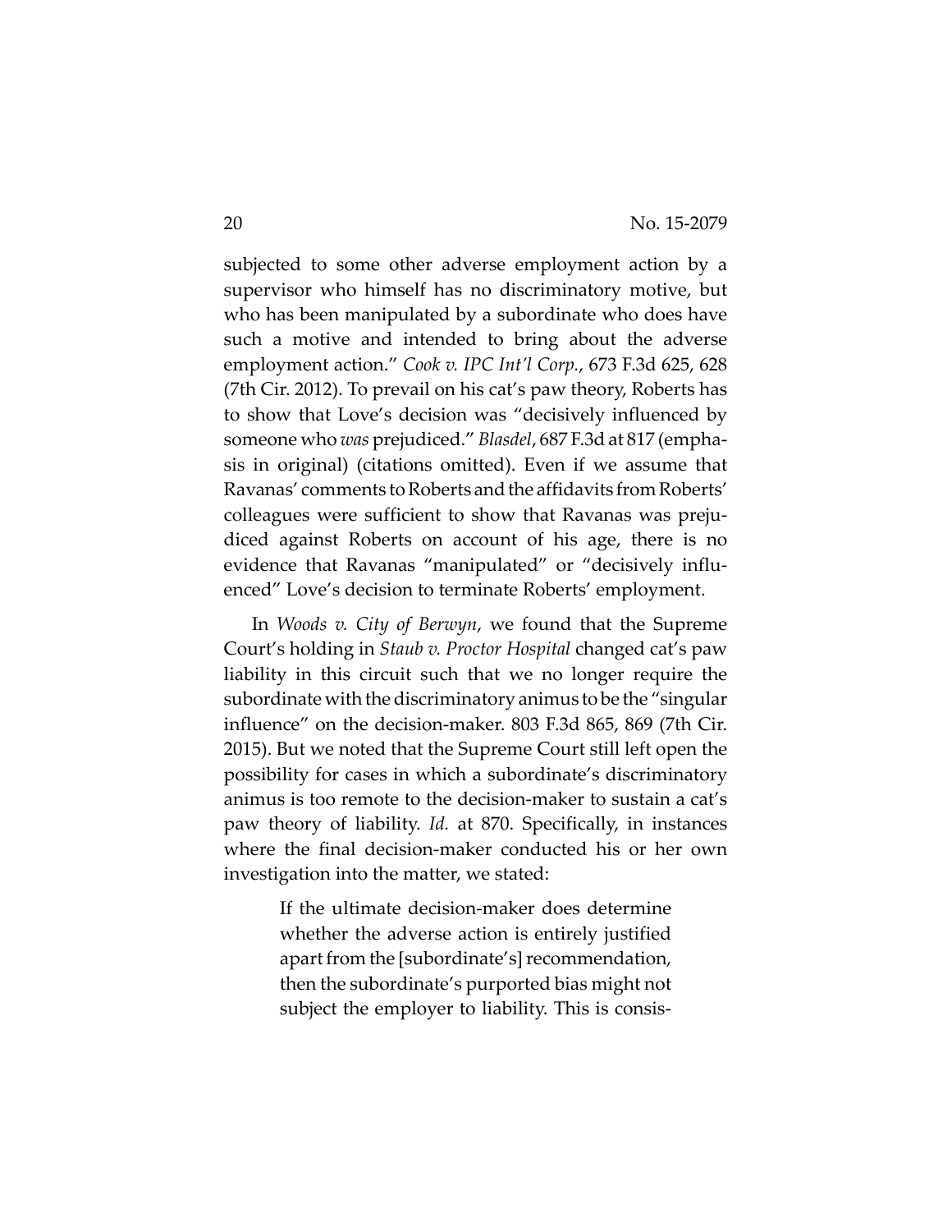subjected to some other adverse employment action by a supervisor who himself has no discriminatory motive, but who has been manipulated by a subordinate who does have such a motive and intended to bring about the adverse employment action." *Cook v. IPC Int'l Corp.*, 673 F.3d 625, 628 (7th Cir. 2012). To prevail on his cat's paw theory, Roberts has to show that Love's decision was "decisively influenced by someone who *was* prejudiced." *Blasdel*, 687 F.3d at 817 (emphasis in original) (citations omitted). Even if we assume that Ravanas' comments to Roberts and the affidavits from Roberts' colleagues were sufficient to show that Ravanas was prejudiced against Roberts on account of his age, there is no evidence that Ravanas "manipulated" or "decisively influenced" Love's decision to terminate Roberts' employment.

In *Woods v. City of Berwyn*, we found that the Supreme Court's holding in *Staub v. Proctor Hospital* changed cat's paw liability in this circuit such that we no longer require the subordinate with the discriminatory animus to be the "singular influence" on the decision-maker. 803 F.3d 865, 869 (7th Cir. 2015). But we noted that the Supreme Court still left open the possibility for cases in which a subordinate's discriminatory animus is too remote to the decision-maker to sustain a cat's paw theory of liability. *Id.* at 870. Specifically, in instances where the final decision-maker conducted his or her own investigation into the matter, we stated:

> If the ultimate decision-maker does determine whether the adverse action is entirely justified apart from the [subordinate's] recommendation, then the subordinate's purported bias might not subject the employer to liability. This is consis-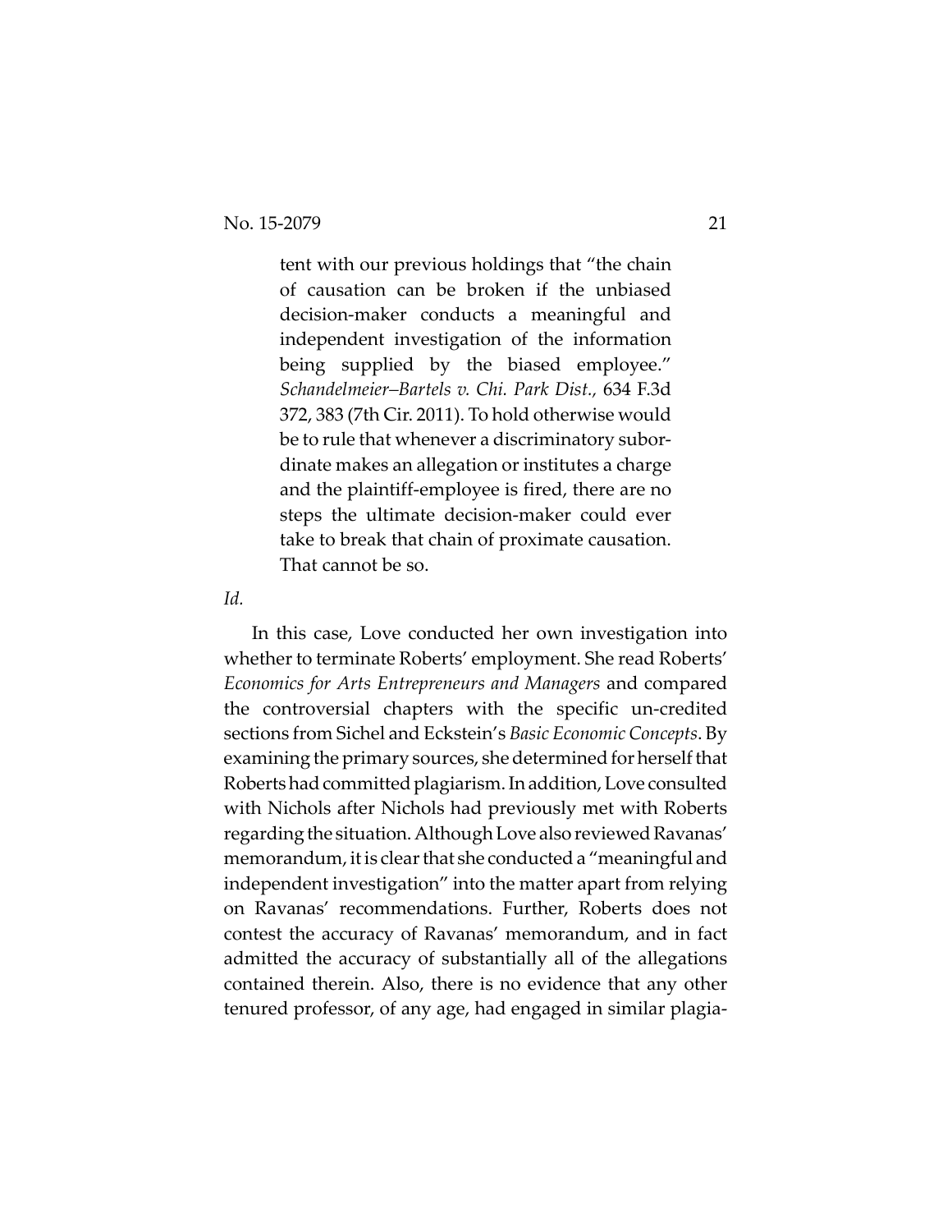> tent with our previous holdings that "the chain of causation can be broken if the unbiased decision-maker conducts a meaningful and independent investigation of the information being supplied by the biased employee." *Schandelmeier–Bartels v. Chi. Park Dist.*, 634 F.3d 372, 383 (7th Cir. 2011). To hold otherwise would be to rule that whenever a discriminatory subordinate makes an allegation or institutes a charge and the plaintiff-employee is fired, there are no steps the ultimate decision-maker could ever take to break that chain of proximate causation. That cannot be so.

*Id.*

In this case, Love conducted her own investigation into whether to terminate Roberts' employment. She read Roberts' *Economics for Arts Entrepreneurs and Managers* and compared the controversial chapters with the specific un-credited sections from Sichel and Eckstein's *Basic Economic Concepts*. By examining the primary sources, she determined for herself that Roberts had committed plagiarism. In addition, Love consulted with Nichols after Nichols had previously met with Roberts regarding the situation. Although Love also reviewed Ravanas' memorandum, it is clear that she conducted a "meaningful and independent investigation" into the matter apart from relying on Ravanas' recommendations. Further, Roberts does not contest the accuracy of Ravanas' memorandum, and in fact admitted the accuracy of substantially all of the allegations contained therein. Also, there is no evidence that any other tenured professor, of any age, had engaged in similar plagia-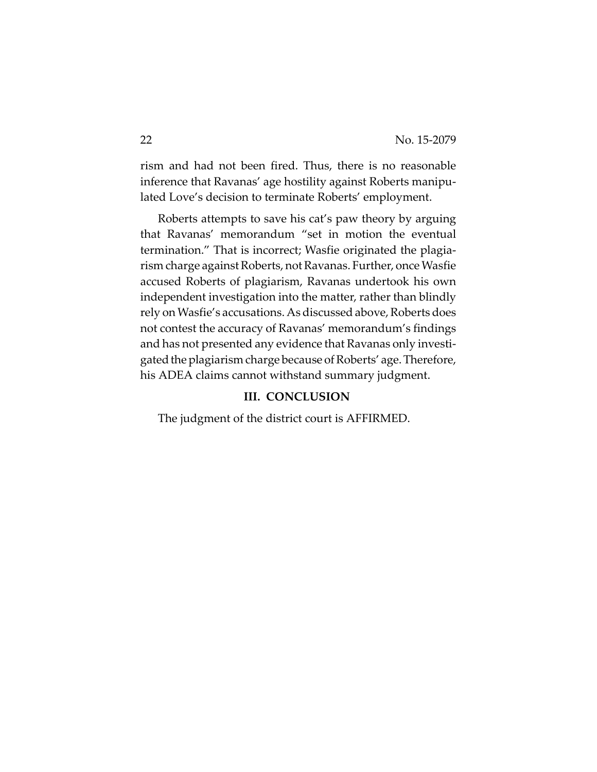rism and had not been fired. Thus, there is no reasonable inference that Ravanas' age hostility against Roberts manipulated Love's decision to terminate Roberts' employment.

Roberts attempts to save his cat's paw theory by arguing that Ravanas' memorandum "set in motion the eventual termination." That is incorrect; Wasfie originated the plagiarism charge against Roberts, not Ravanas. Further, once Wasfie accused Roberts of plagiarism, Ravanas undertook his own independent investigation into the matter, rather than blindly rely on Wasfie's accusations. As discussed above, Roberts does not contest the accuracy of Ravanas' memorandum's findings and has not presented any evidence that Ravanas only investigated the plagiarism charge because of Roberts' age. Therefore, his ADEA claims cannot withstand summary judgment.

## III. CONCLUSION

The judgment of the district court is AFFIRMED.